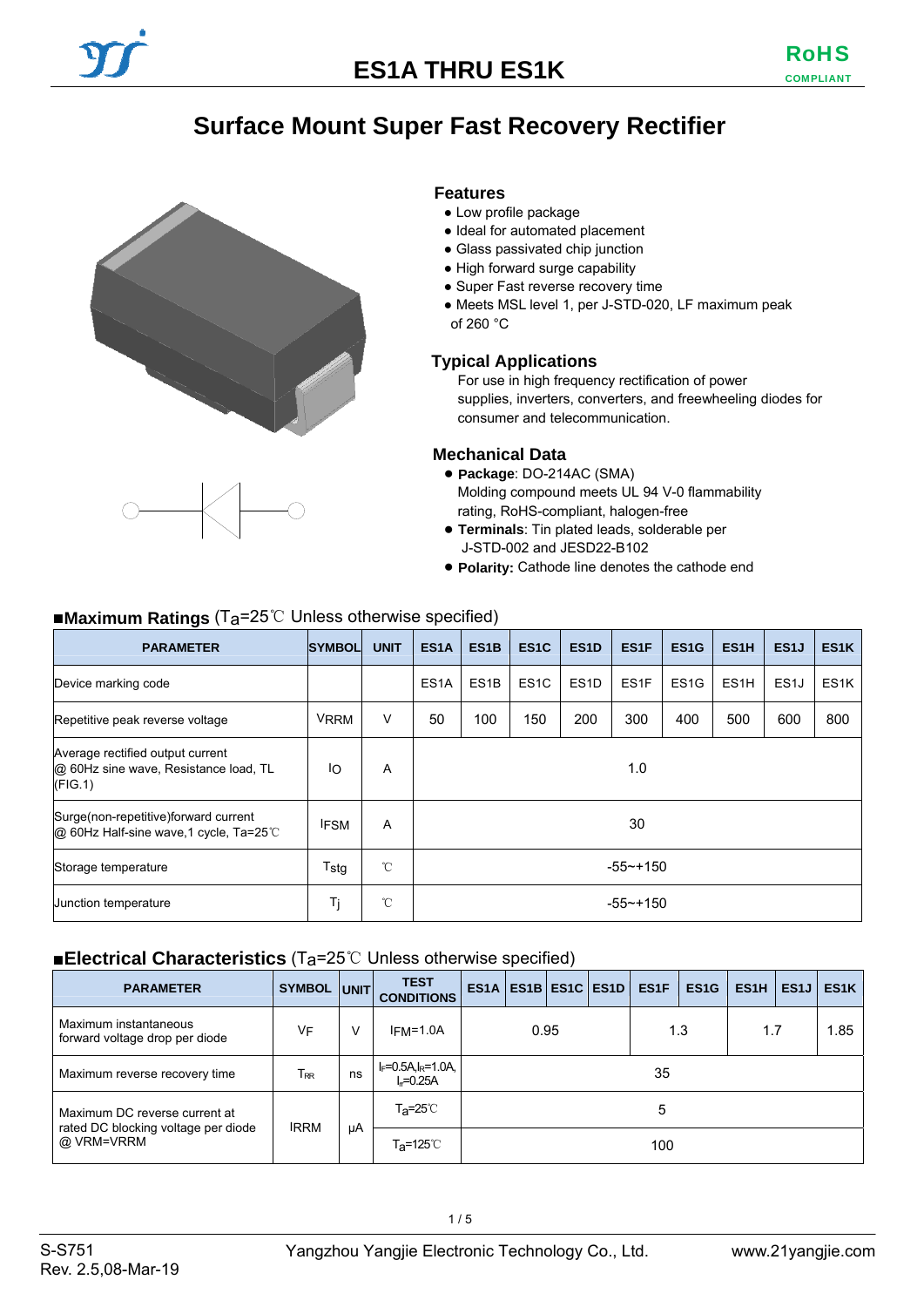# ES1A THRU ES1K

RoHS
COMPLIANT

## Surface Mount Super Fast Recovery Rectifier

### Features

- Low profile package
- Ideal for automated placement
- Glass passivated chip junction
- High forward surge capability
- Super Fast reverse recovery time
- Meets MSL level 1, per J-STD-020, LF maximum peak of 260 °C

### Typical Applications

For use in high frequency rectification of power supplies, inverters, converters, and freewheeling diodes for consumer and telecommunication.

### Mechanical Data

- **Package**: DO-214AC (SMA)
  Molding compound meets UL 94 V-0 flammability rating, RoHS-compliant, halogen-free
- **Terminals**: Tin plated leads, solderable per J-STD-002 and JESD22-B102
- **Polarity:** Cathode line denotes the cathode end

### ■Maximum Ratings ($T_a$=25℃ Unless otherwise specified)

| PARAMETER | SYMBOL | UNIT | ES1A | ES1B | ES1C | ES1D | ES1F | ES1G | ES1H | ES1J | ES1K |
|---|---|---|---|---|---|---|---|---|---|---|---|
| Device marking code | | | ES1A | ES1B | ES1C | ES1D | ES1F | ES1G | ES1H | ES1J | ES1K |
| Repetitive peak reverse voltage | $V_{RRM}$ | V | 50 | 100 | 150 | 200 | 300 | 400 | 500 | 600 | 800 |
| Average rectified output current @ 60Hz sine wave, Resistance load, TL (FIG.1) | $I_O$ | A | 1.0 | | | | | | | | |
| Surge(non-repetitive)forward current @ 60Hz Half-sine wave,1 cycle, Ta=25℃ | $I_{FSM}$ | A | 30 | | | | | | | | |
| Storage temperature | $T_{stg}$ | ℃ | -55~+150 | | | | | | | | |
| Junction temperature | $T_j$ | ℃ | -55~+150 | | | | | | | | |

### ■Electrical Characteristics ($T_a$=25℃ Unless otherwise specified)

| PARAMETER | SYMBOL | UNIT | TEST CONDITIONS | ES1A | ES1B | ES1C | ES1D | ES1F | ES1G | ES1H | ES1J | ES1K |
|---|---|---|---|---|---|---|---|---|---|---|---|---|
| Maximum instantaneous forward voltage drop per diode | $V_F$ | V | $I_{FM}$=1.0A | 0.95 | | | | 1.3 | | 1.7 | | 1.85 |
| Maximum reverse recovery time | $T_{RR}$ | ns | $I_F$=0.5A,$I_R$=1.0A, $I_{rr}$=0.25A | 35 | | | | | | | | |
| Maximum DC reverse current at rated DC blocking voltage per diode @ VRM=VRRM | IRRM | μA | $T_a$=25℃ | 5 | | | | | | | | |
| | | | $T_a$=125℃ | 100 | | | | | | | | |

S-S751
Rev. 2.5,08-Mar-19

Yangzhou Yangjie Electronic Technology Co., Ltd.

www.21yangjie.com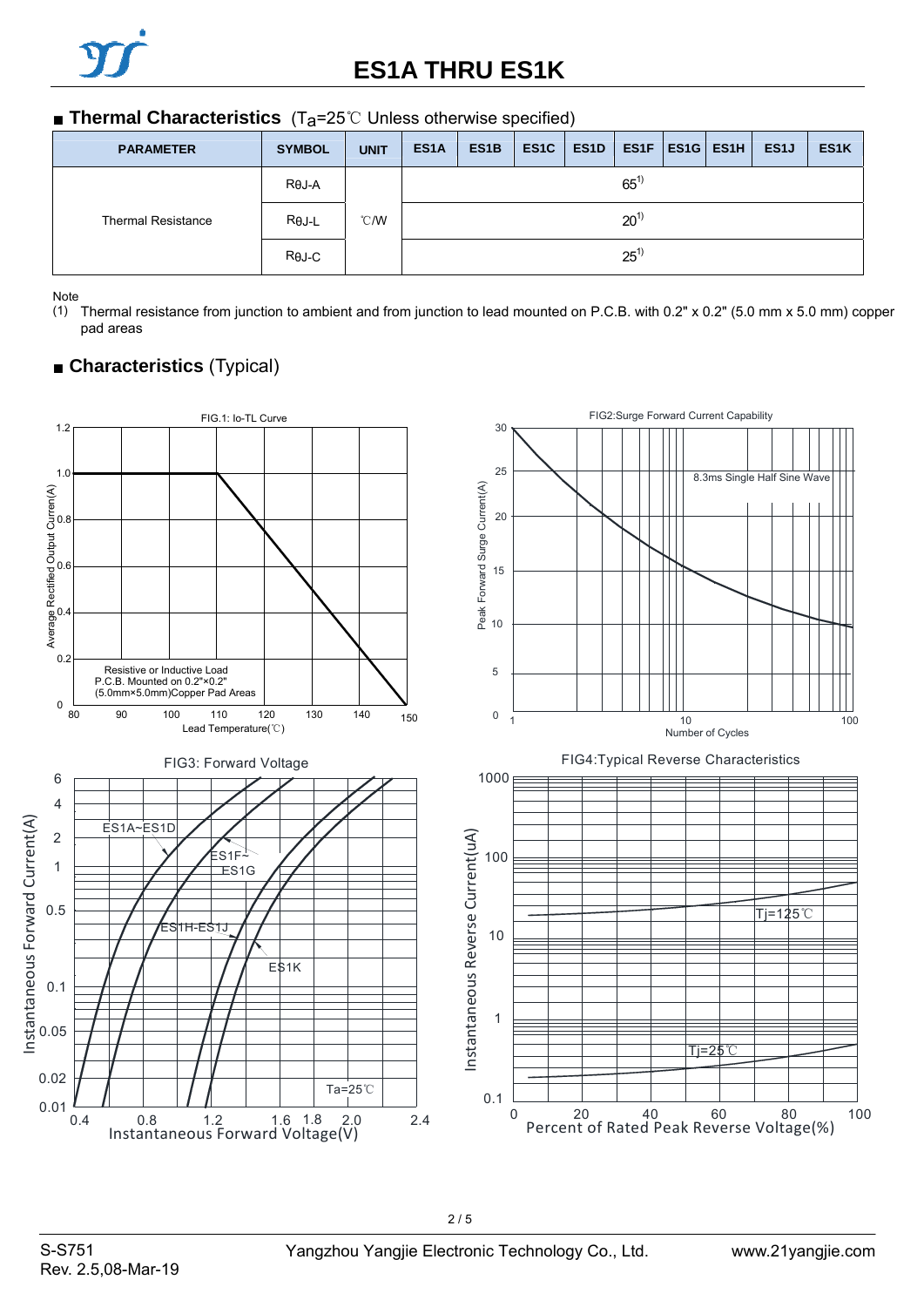# ES1A THRU ES1K

## ■ Thermal Characteristics (Ta=25℃ Unless otherwise specified)

| PARAMETER | SYMBOL | UNIT | ES1A | ES1B | ES1C | ES1D | ES1F | ES1G | ES1H | ES1J | ES1K |
|---|---|---|---|---|---|---|---|---|---|---|---|
| Thermal Resistance | RθJ-A | ℃/W | 65[1] | | | | | | | | |
| | RθJ-L | | 20[1] | | | | | | | | |
| | RθJ-C | | 25[1] | | | | | | | | |

Note

(1) Thermal resistance from junction to ambient and from junction to lead mounted on P.C.B. with 0.2" x 0.2" (5.0 mm x 5.0 mm) copper pad areas

## ■ Characteristics (Typical)

FIG.1: Io-TL Curve

Resistive or Inductive Load
P.C.B. Mounted on 0.2"×0.2"
(5.0mm×5.0mm)Copper Pad Areas

Average Rectified Output Curren(A) / Lead Temperature(℃)

FIG2:Surge Forward Current Capability

8.3ms Single Half Sine Wave

Peak Forward Surge Current(A) / Number of Cycles

FIG3: Forward Voltage

ES1A~ES1D, ES1F~ES1G, ES1H-ES1J, ES1K, Ta=25℃

Instantaneous Forward Current(A) / Instantaneous Forward Voltage(V)

FIG4:Typical Reverse Characteristics

Tj=125℃, Tj=25℃

Instantaneous Reverse Current(uA) / Percent of Rated Peak Reverse Voltage(%)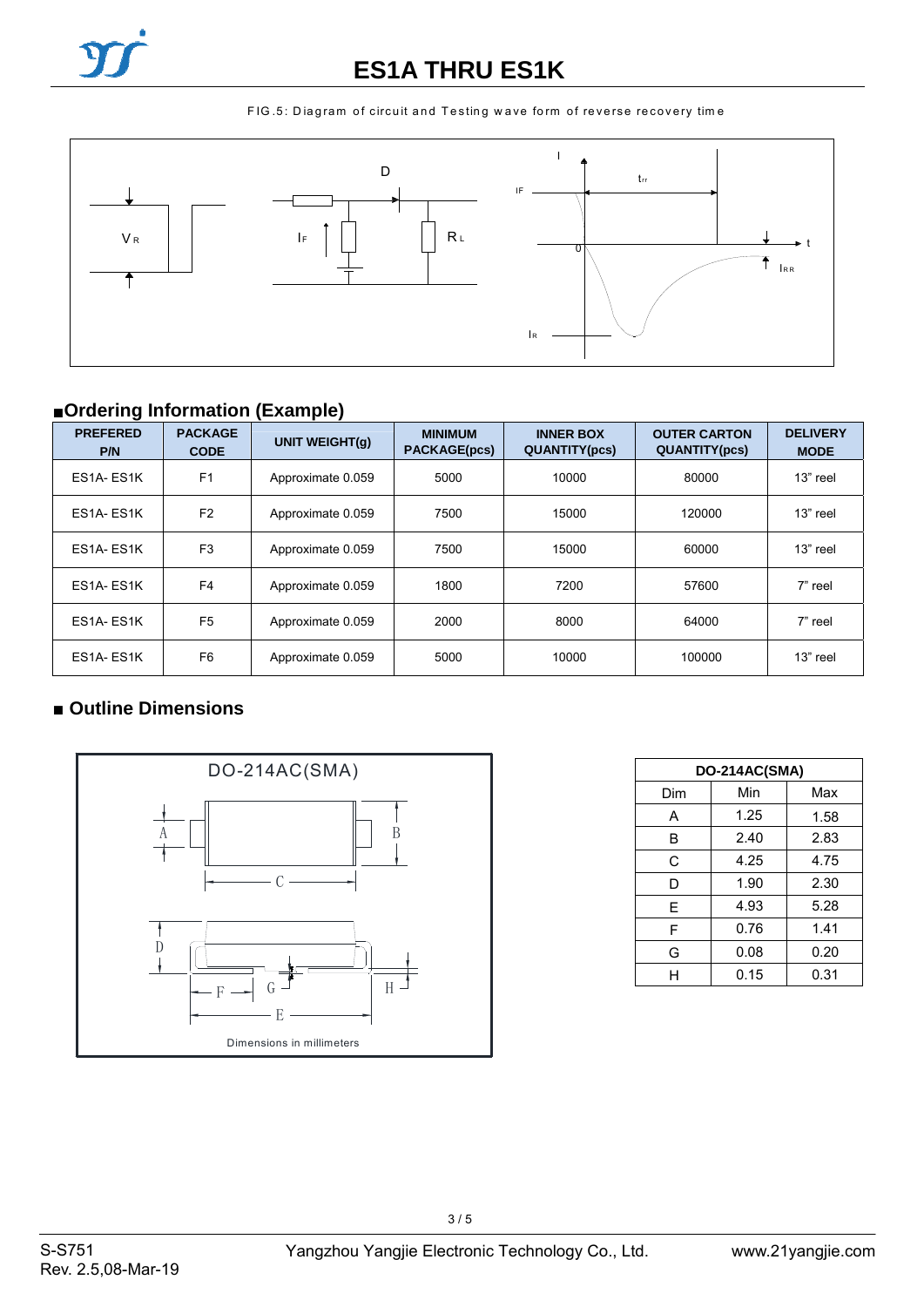FIG.5: Diagram of circuit and Testing wave form of reverse recovery time

## ■Ordering Information (Example)

| PREFERED P/N | PACKAGE CODE | UNIT WEIGHT(g) | MINIMUM PACKAGE(pcs) | INNER BOX QUANTITY(pcs) | OUTER CARTON QUANTITY(pcs) | DELIVERY MODE |
|---|---|---|---|---|---|---|
| ES1A- ES1K | F1 | Approximate 0.059 | 5000 | 10000 | 80000 | 13" reel |
| ES1A- ES1K | F2 | Approximate 0.059 | 7500 | 15000 | 120000 | 13" reel |
| ES1A- ES1K | F3 | Approximate 0.059 | 7500 | 15000 | 60000 | 13" reel |
| ES1A- ES1K | F4 | Approximate 0.059 | 1800 | 7200 | 57600 | 7" reel |
| ES1A- ES1K | F5 | Approximate 0.059 | 2000 | 8000 | 64000 | 7" reel |
| ES1A- ES1K | F6 | Approximate 0.059 | 5000 | 10000 | 100000 | 13" reel |

## ■ Outline Dimensions

DO-214AC(SMA)

Dimensions in millimeters

| DO-214AC(SMA) | | |
|---|---|---|
| Dim | Min | Max |
| A | 1.25 | 1.58 |
| B | 2.40 | 2.83 |
| C | 4.25 | 4.75 |
| D | 1.90 | 2.30 |
| E | 4.93 | 5.28 |
| F | 0.76 | 1.41 |
| G | 0.08 | 0.20 |
| H | 0.15 | 0.31 |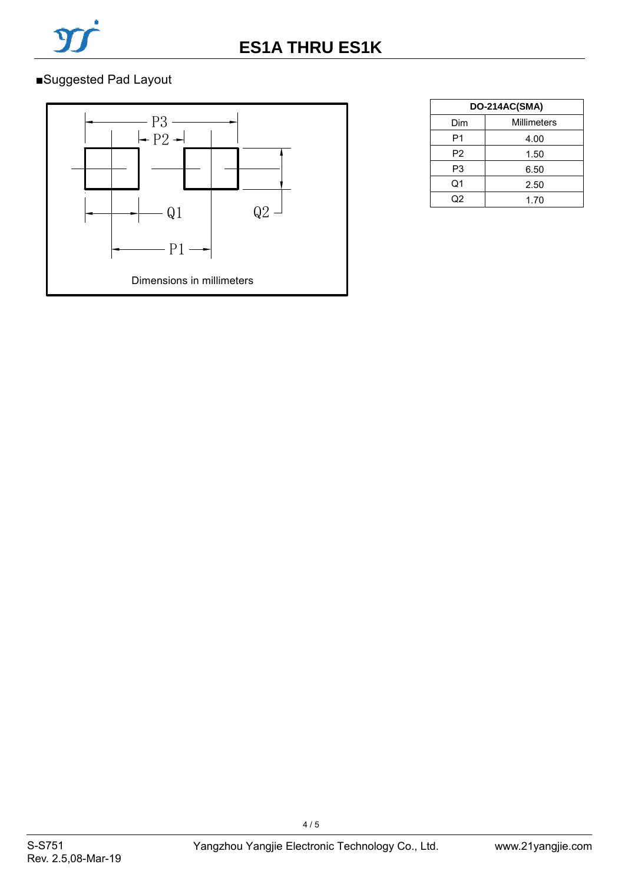■Suggested Pad Layout

P3

P2

Q1

Q2

P1

Dimensions in millimeters

| DO-214AC(SMA) | |
|---|---|
| Dim | Millimeters |
| P1 | 4.00 |
| P2 | 1.50 |
| P3 | 6.50 |
| Q1 | 2.50 |
| Q2 | 1.70 |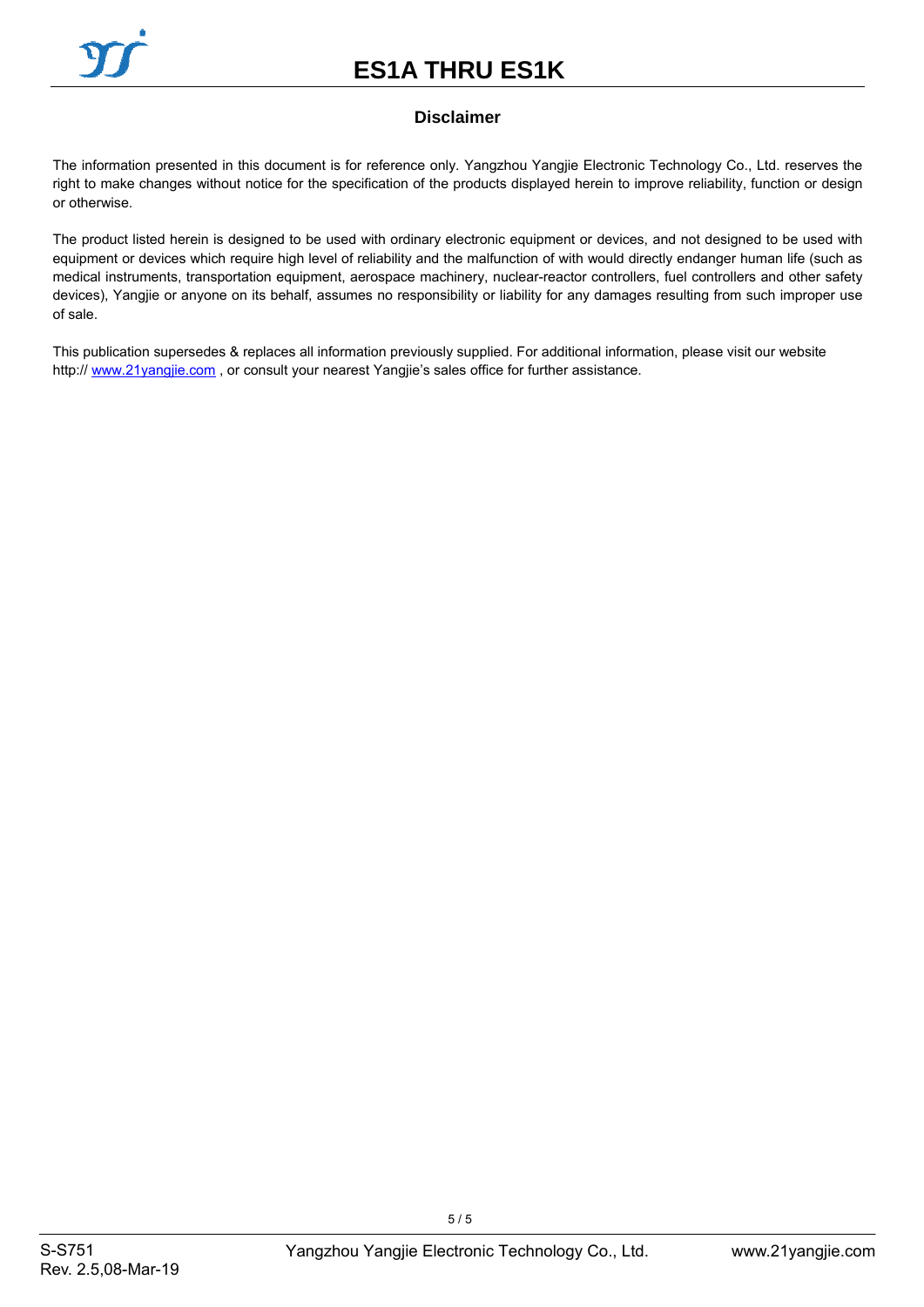### Disclaimer

The information presented in this document is for reference only. Yangzhou Yangjie Electronic Technology Co., Ltd. reserves the right to make changes without notice for the specification of the products displayed herein to improve reliability, function or design or otherwise.

The product listed herein is designed to be used with ordinary electronic equipment or devices, and not designed to be used with equipment or devices which require high level of reliability and the malfunction of with would directly endanger human life (such as medical instruments, transportation equipment, aerospace machinery, nuclear-reactor controllers, fuel controllers and other safety devices), Yangjie or anyone on its behalf, assumes no responsibility or liability for any damages resulting from such improper use of sale.

This publication supersedes & replaces all information previously supplied. For additional information, please visit our website http:// www.21yangjie.com , or consult your nearest Yangjie's sales office for further assistance.